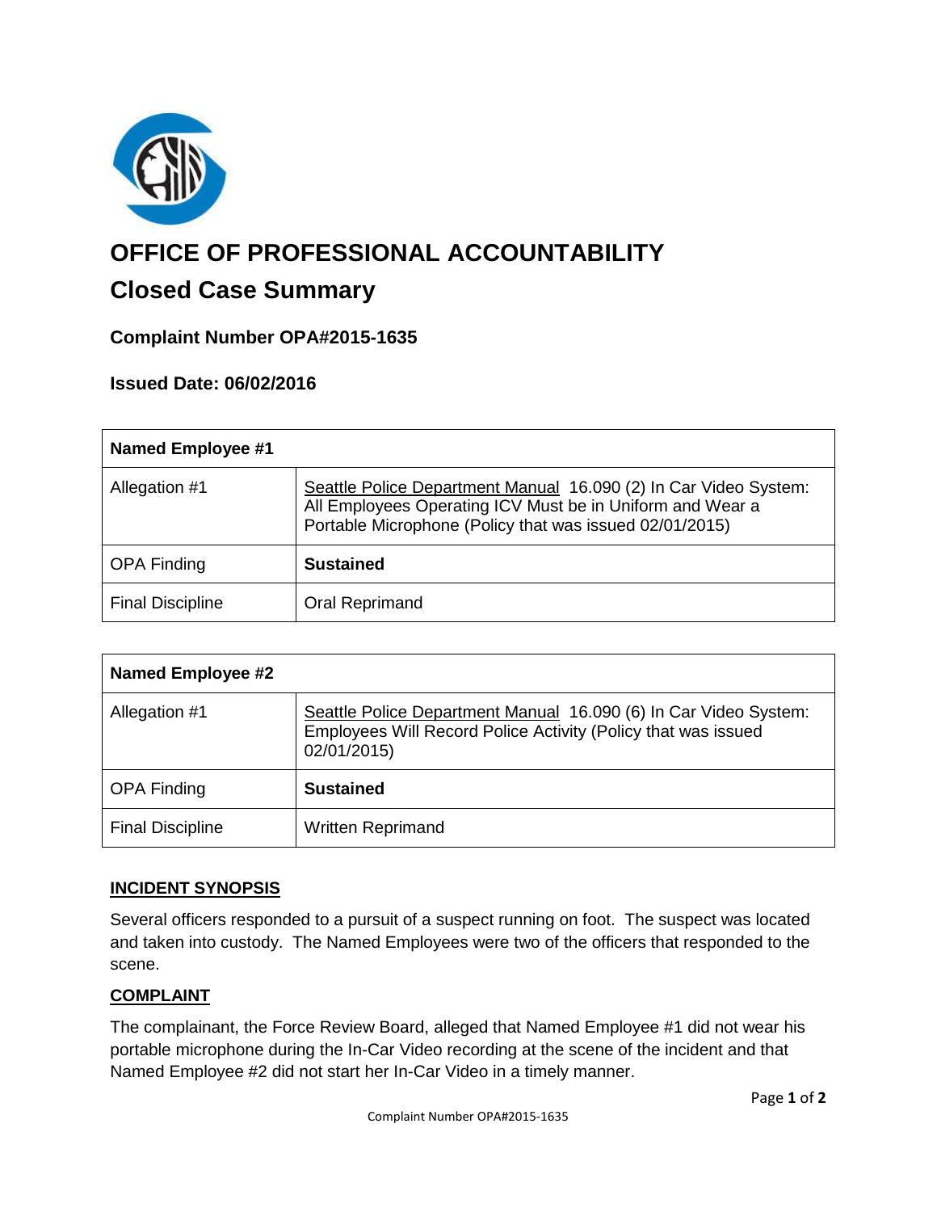# OFFICE OF PROFESSIONAL ACCOUNTABILITY

## Closed Case Summary

### Complaint Number OPA#2015-1635

### Issued Date: 06/02/2016

| Named Employee #1 | |
|---|---|
| Allegation #1 | Seattle Police Department Manual 16.090 (2) In Car Video System: All Employees Operating ICV Must be in Uniform and Wear a Portable Microphone (Policy that was issued 02/01/2015) |
| OPA Finding | **Sustained** |
| Final Discipline | Oral Reprimand |

| Named Employee #2 | |
|---|---|
| Allegation #1 | Seattle Police Department Manual 16.090 (6) In Car Video System: Employees Will Record Police Activity (Policy that was issued 02/01/2015) |
| OPA Finding | **Sustained** |
| Final Discipline | Written Reprimand |

## INCIDENT SYNOPSIS

Several officers responded to a pursuit of a suspect running on foot. The suspect was located and taken into custody. The Named Employees were two of the officers that responded to the scene.

## COMPLAINT

The complainant, the Force Review Board, alleged that Named Employee #1 did not wear his portable microphone during the In-Car Video recording at the scene of the incident and that Named Employee #2 did not start her In-Car Video in a timely manner.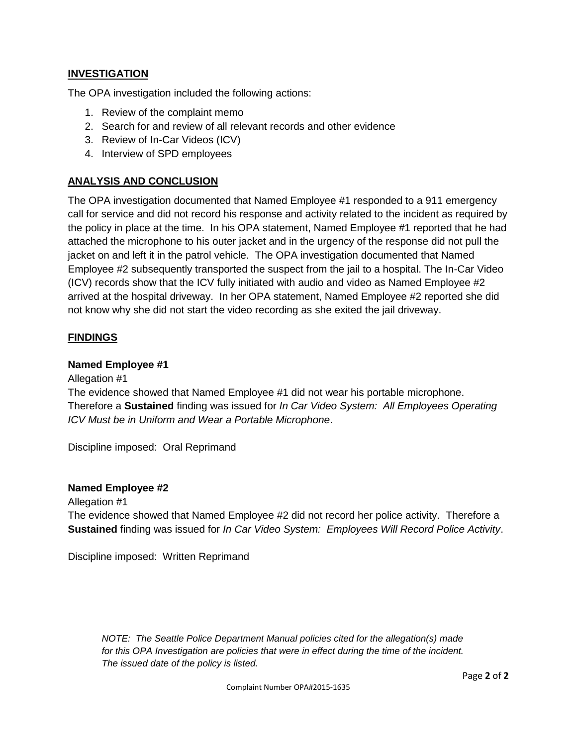## INVESTIGATION

The OPA investigation included the following actions:

1. Review of the complaint memo
2. Search for and review of all relevant records and other evidence
3. Review of In-Car Videos (ICV)
4. Interview of SPD employees

## ANALYSIS AND CONCLUSION

The OPA investigation documented that Named Employee #1 responded to a 911 emergency call for service and did not record his response and activity related to the incident as required by the policy in place at the time. In his OPA statement, Named Employee #1 reported that he had attached the microphone to his outer jacket and in the urgency of the response did not pull the jacket on and left it in the patrol vehicle. The OPA investigation documented that Named Employee #2 subsequently transported the suspect from the jail to a hospital. The In-Car Video (ICV) records show that the ICV fully initiated with audio and video as Named Employee #2 arrived at the hospital driveway. In her OPA statement, Named Employee #2 reported she did not know why she did not start the video recording as she exited the jail driveway.

## FINDINGS

### Named Employee #1

Allegation #1

The evidence showed that Named Employee #1 did not wear his portable microphone. Therefore a **Sustained** finding was issued for *In Car Video System: All Employees Operating ICV Must be in Uniform and Wear a Portable Microphone*.

Discipline imposed: Oral Reprimand

### Named Employee #2

Allegation #1

The evidence showed that Named Employee #2 did not record her police activity. Therefore a **Sustained** finding was issued for *In Car Video System: Employees Will Record Police Activity*.

Discipline imposed: Written Reprimand

*NOTE: The Seattle Police Department Manual policies cited for the allegation(s) made for this OPA Investigation are policies that were in effect during the time of the incident. The issued date of the policy is listed.*

Complaint Number OPA#2015-1635